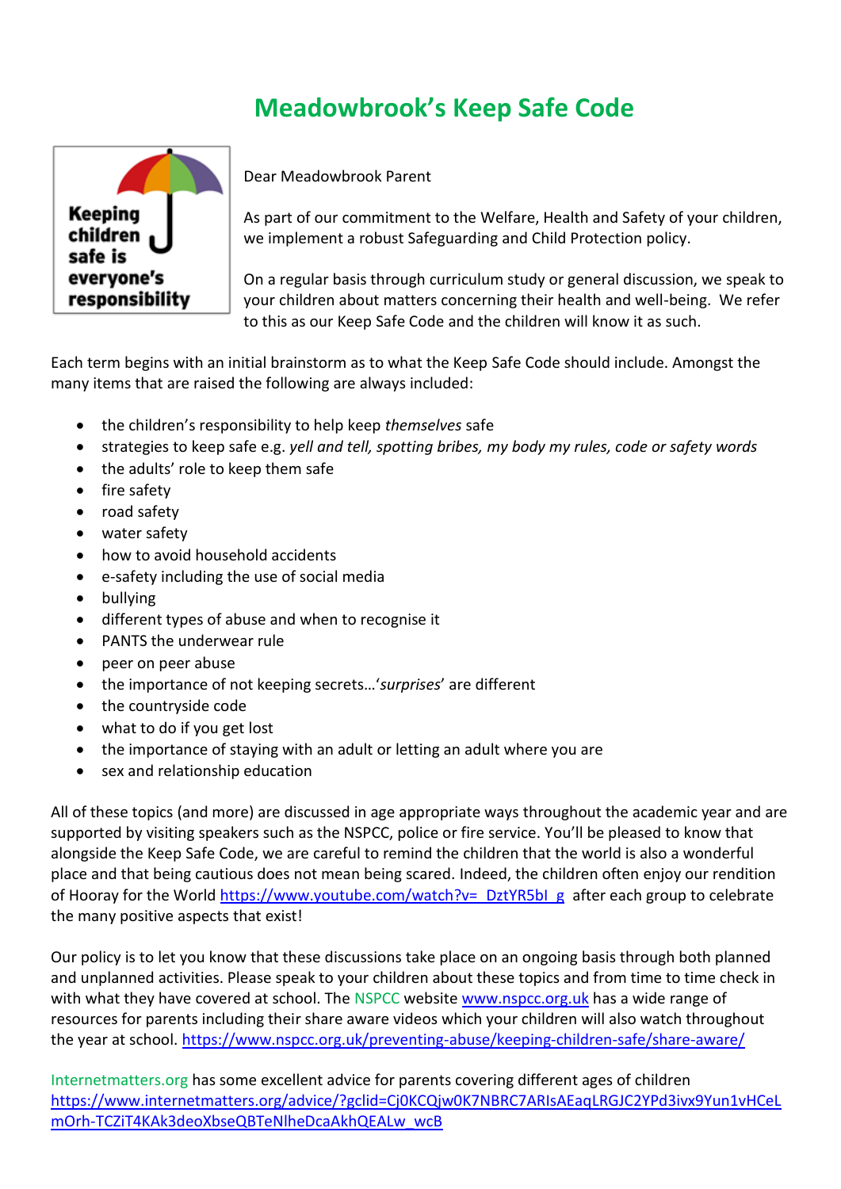# Meadowbrook's Keep Safe Code

Keeping children safe is everyone's responsibility

Dear Meadowbrook Parent

As part of our commitment to the Welfare, Health and Safety of your children, we implement a robust Safeguarding and Child Protection policy.

On a regular basis through curriculum study or general discussion, we speak to your children about matters concerning their health and well-being. We refer to this as our Keep Safe Code and the children will know it as such.

Each term begins with an initial brainstorm as to what the Keep Safe Code should include. Amongst the many items that are raised the following are always included:

- the children's responsibility to help keep *themselves* safe
- strategies to keep safe e.g. *yell and tell, spotting bribes, my body my rules, code or safety words*
- the adults' role to keep them safe
- fire safety
- road safety
- water safety
- how to avoid household accidents
- e-safety including the use of social media
- bullying
- different types of abuse and when to recognise it
- PANTS the underwear rule
- peer on peer abuse
- the importance of not keeping secrets…'*surprises*' are different
- the countryside code
- what to do if you get lost
- the importance of staying with an adult or letting an adult where you are
- sex and relationship education

All of these topics (and more) are discussed in age appropriate ways throughout the academic year and are supported by visiting speakers such as the NSPCC, police or fire service. You'll be pleased to know that alongside the Keep Safe Code, we are careful to remind the children that the world is also a wonderful place and that being cautious does not mean being scared. Indeed, the children often enjoy our rendition of Hooray for the World https://www.youtube.com/watch?v=_DztYR5bl_g after each group to celebrate the many positive aspects that exist!

Our policy is to let you know that these discussions take place on an ongoing basis through both planned and unplanned activities. Please speak to your children about these topics and from time to time check in with what they have covered at school. The NSPCC website www.nspcc.org.uk has a wide range of resources for parents including their share aware videos which your children will also watch throughout the year at school. https://www.nspcc.org.uk/preventing-abuse/keeping-children-safe/share-aware/

Internetmatters.org has some excellent advice for parents covering different ages of children https://www.internetmatters.org/advice/?gclid=Cj0KCQjw0K7NBRC7ARIsAEaqLRGJC2YPd3ivx9Yun1vHCeLmOrh-TCZiT4KAk3deoXbseQBTeNlheDcaAkhQEALw_wcB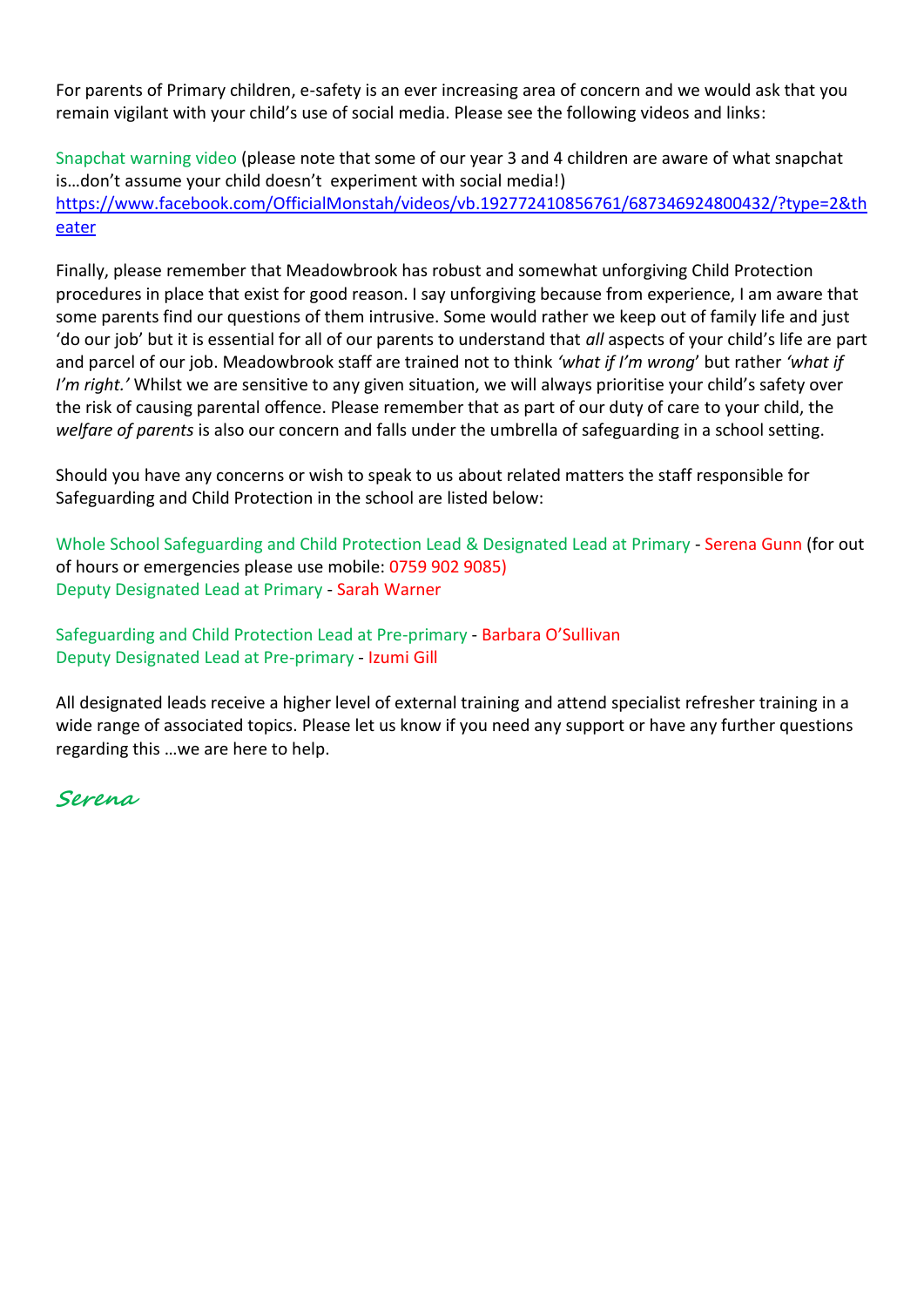For parents of Primary children, e-safety is an ever increasing area of concern and we would ask that you remain vigilant with your child's use of social media. Please see the following videos and links:

Snapchat warning video (please note that some of our year 3 and 4 children are aware of what snapchat is…don't assume your child doesn't experiment with social media!)
https://www.facebook.com/OfficialMonstah/videos/vb.192772410856761/687346924800432/?type=2&theater

Finally, please remember that Meadowbrook has robust and somewhat unforgiving Child Protection procedures in place that exist for good reason. I say unforgiving because from experience, I am aware that some parents find our questions of them intrusive. Some would rather we keep out of family life and just 'do our job' but it is essential for all of our parents to understand that *all* aspects of your child's life are part and parcel of our job. Meadowbrook staff are trained not to think *'what if I'm wrong'* but rather *'what if I'm right.'* Whilst we are sensitive to any given situation, we will always prioritise your child's safety over the risk of causing parental offence. Please remember that as part of our duty of care to your child, the *welfare of parents* is also our concern and falls under the umbrella of safeguarding in a school setting.

Should you have any concerns or wish to speak to us about related matters the staff responsible for Safeguarding and Child Protection in the school are listed below:

Whole School Safeguarding and Child Protection Lead & Designated Lead at Primary - Serena Gunn (for out of hours or emergencies please use mobile: 0759 902 9085)
Deputy Designated Lead at Primary - Sarah Warner

Safeguarding and Child Protection Lead at Pre-primary - Barbara O'Sullivan
Deputy Designated Lead at Pre-primary - Izumi Gill

All designated leads receive a higher level of external training and attend specialist refresher training in a wide range of associated topics. Please let us know if you need any support or have any further questions regarding this …we are here to help.

*Serena*